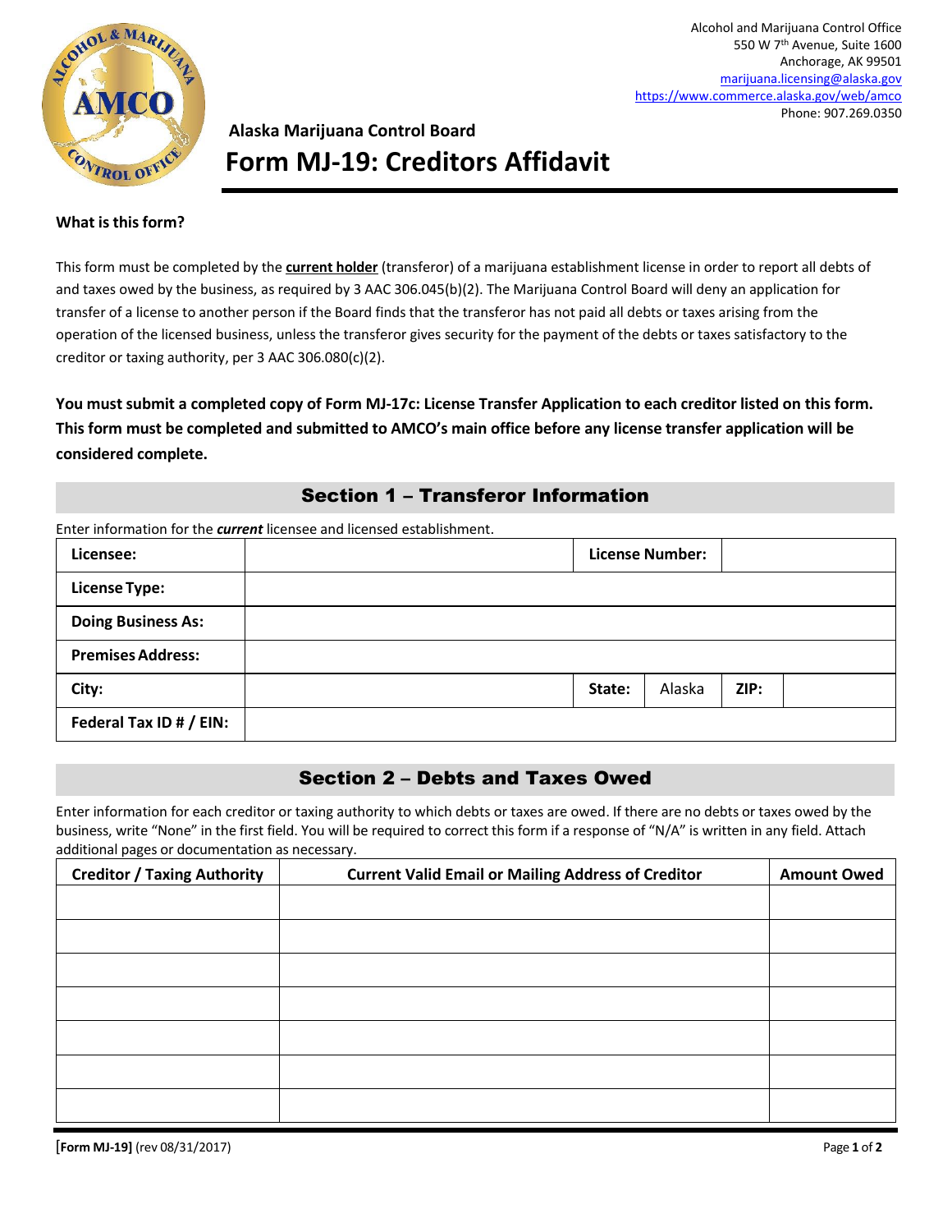Alcohol and Marijuana Control Office
550 W 7th Avenue, Suite 1600
Anchorage, AK 99501
marijuana.licensing@alaska.gov
https://www.commerce.alaska.gov/web/amco
Phone: 907.269.0350

**Alaska Marijuana Control Board**

# Form MJ-19: Creditors Affidavit

**What is this form?**

This form must be completed by the **current holder** (transferor) of a marijuana establishment license in order to report all debts of and taxes owed by the business, as required by 3 AAC 306.045(b)(2). The Marijuana Control Board will deny an application for transfer of a license to another person if the Board finds that the transferor has not paid all debts or taxes arising from the operation of the licensed business, unless the transferor gives security for the payment of the debts or taxes satisfactory to the creditor or taxing authority, per 3 AAC 306.080(c)(2).

**You must submit a completed copy of Form MJ-17c: License Transfer Application to each creditor listed on this form. This form must be completed and submitted to AMCO's main office before any license transfer application will be considered complete.**

## Section 1 – Transferor Information

Enter information for the ***current*** licensee and licensed establishment.

| | | | | | |
|---|---|---|---|---|---|
| **Licensee:** | | **License Number:** | | | |
| **License Type:** | | | | | |
| **Doing Business As:** | | | | | |
| **Premises Address:** | | | | | |
| **City:** | | **State:** | Alaska | **ZIP:** | |
| **Federal Tax ID # / EIN:** | | | | | |

## Section 2 – Debts and Taxes Owed

Enter information for each creditor or taxing authority to which debts or taxes are owed. If there are no debts or taxes owed by the business, write "None" in the first field. You will be required to correct this form if a response of "N/A" is written in any field. Attach additional pages or documentation as necessary.

| Creditor / Taxing Authority | Current Valid Email or Mailing Address of Creditor | Amount Owed |
|---|---|---|
| | | |
| | | |
| | | |
| | | |
| | | |
| | | |
| | | |

**[Form MJ-19]** (rev 08/31/2017)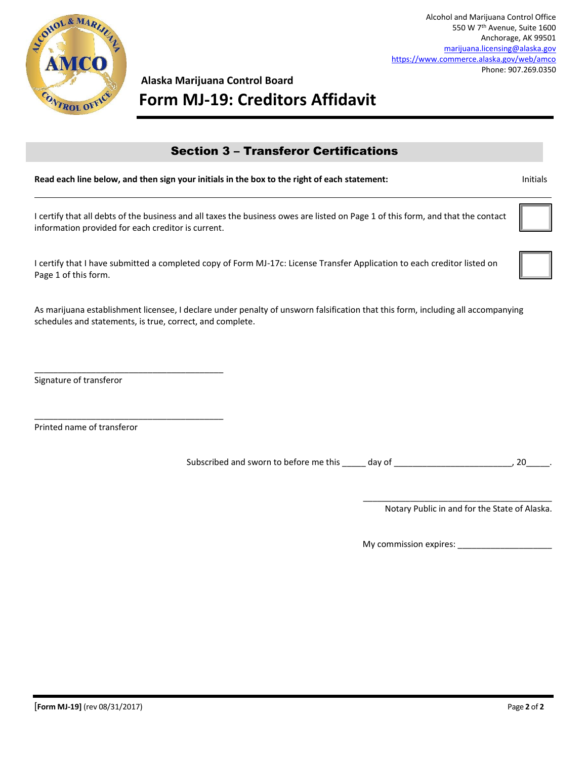Alcohol and Marijuana Control Office
550 W 7th Avenue, Suite 1600
Anchorage, AK 99501
marijuana.licensing@alaska.gov
https://www.commerce.alaska.gov/web/amco
Phone: 907.269.0350

**Alaska Marijuana Control Board**

# Form MJ-19: Creditors Affidavit

## Section 3 – Transferor Certifications

**Read each line below, and then sign your initials in the box to the right of each statement:**

| | Initials |
|---|---|
| I certify that all debts of the business and all taxes the business owes are listed on Page 1 of this form, and that the contact information provided for each creditor is current. | |
| I certify that I have submitted a completed copy of Form MJ-17c: License Transfer Application to each creditor listed on Page 1 of this form. | |

As marijuana establishment licensee, I declare under penalty of unsworn falsification that this form, including all accompanying schedules and statements, is true, correct, and complete.

_________________________________________
Signature of transferor

_________________________________________
Printed name of transferor

Subscribed and sworn to before me this _____ day of _________________________, 20_____.

_________________________________________
Notary Public in and for the State of Alaska.

My commission expires: ____________________

[Form MJ-19] (rev 08/31/2017)